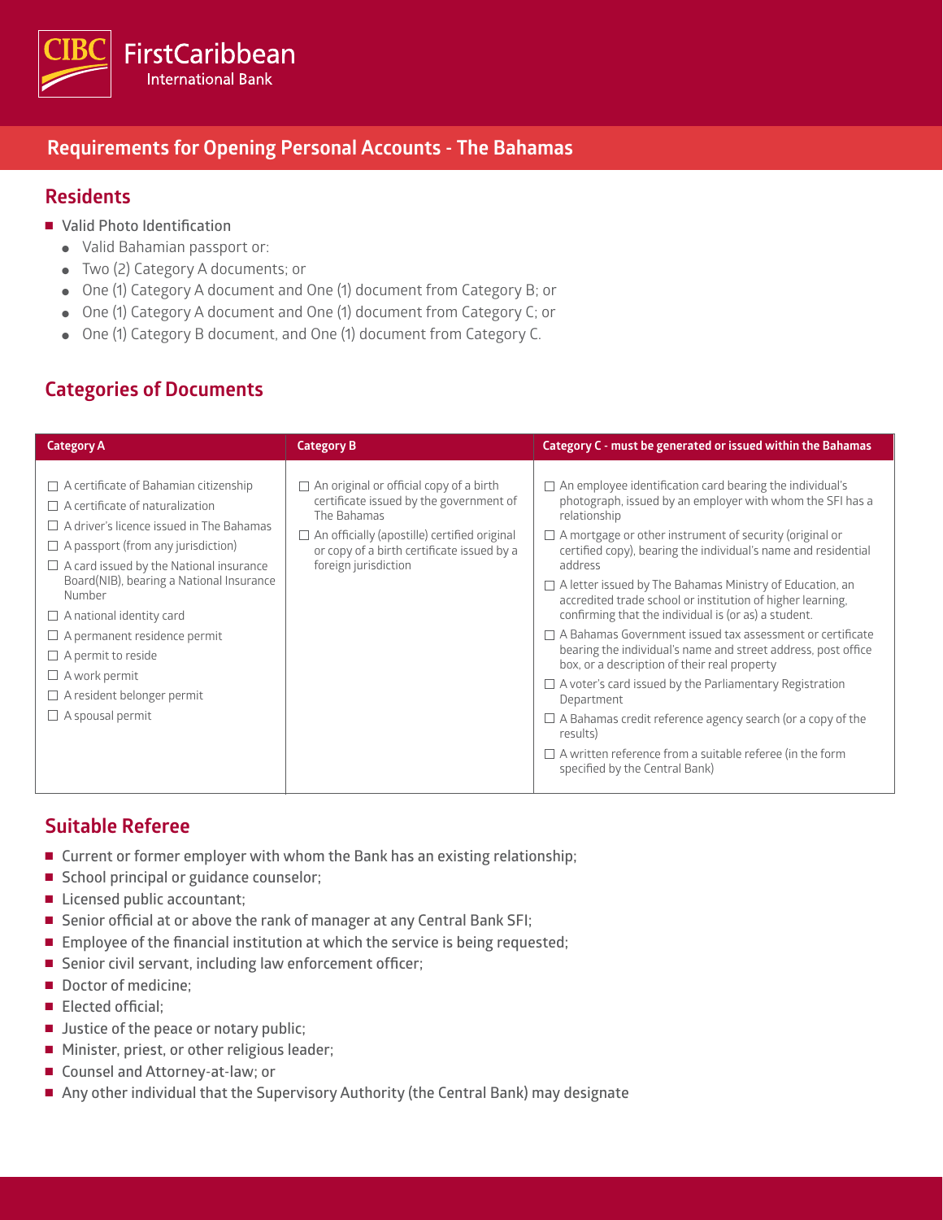# Requirements for Opening Personal Accounts - The Bahamas

## Residents

- Valid Photo Identification
  - Valid Bahamian passport or:
  - Two (2) Category A documents; or
  - One (1) Category A document and One (1) document from Category B; or
  - One (1) Category A document and One (1) document from Category C; or
  - One (1) Category B document, and One (1) document from Category C.

## Categories of Documents

| Category A | Category B | Category C - must be generated or issued within the Bahamas |
|---|---|---|
| ☐ A certificate of Bahamian citizenship<br>☐ A certificate of naturalization<br>☐ A driver's licence issued in The Bahamas<br>☐ A passport (from any jurisdiction)<br>☐ A card issued by the National insurance Board(NIB), bearing a National Insurance Number<br>☐ A national identity card<br>☐ A permanent residence permit<br>☐ A permit to reside<br>☐ A work permit<br>☐ A resident belonger permit<br>☐ A spousal permit | ☐ An original or official copy of a birth certificate issued by the government of The Bahamas<br>☐ An officially (apostille) certified original or copy of a birth certificate issued by a foreign jurisdiction | ☐ An employee identification card bearing the individual's photograph, issued by an employer with whom the SFI has a relationship<br>☐ A mortgage or other instrument of security (original or certified copy), bearing the individual's name and residential address<br>☐ A letter issued by The Bahamas Ministry of Education, an accredited trade school or institution of higher learning, confirming that the individual is (or as) a student.<br>☐ A Bahamas Government issued tax assessment or certificate bearing the individual's name and street address, post office box, or a description of their real property<br>☐ A voter's card issued by the Parliamentary Registration Department<br>☐ A Bahamas credit reference agency search (or a copy of the results)<br>☐ A written reference from a suitable referee (in the form specified by the Central Bank) |

## Suitable Referee

- Current or former employer with whom the Bank has an existing relationship;
- School principal or guidance counselor;
- Licensed public accountant;
- Senior official at or above the rank of manager at any Central Bank SFI;
- Employee of the financial institution at which the service is being requested;
- Senior civil servant, including law enforcement officer;
- Doctor of medicine;
- Elected official;
- Justice of the peace or notary public;
- Minister, priest, or other religious leader;
- Counsel and Attorney-at-law; or
- Any other individual that the Supervisory Authority (the Central Bank) may designate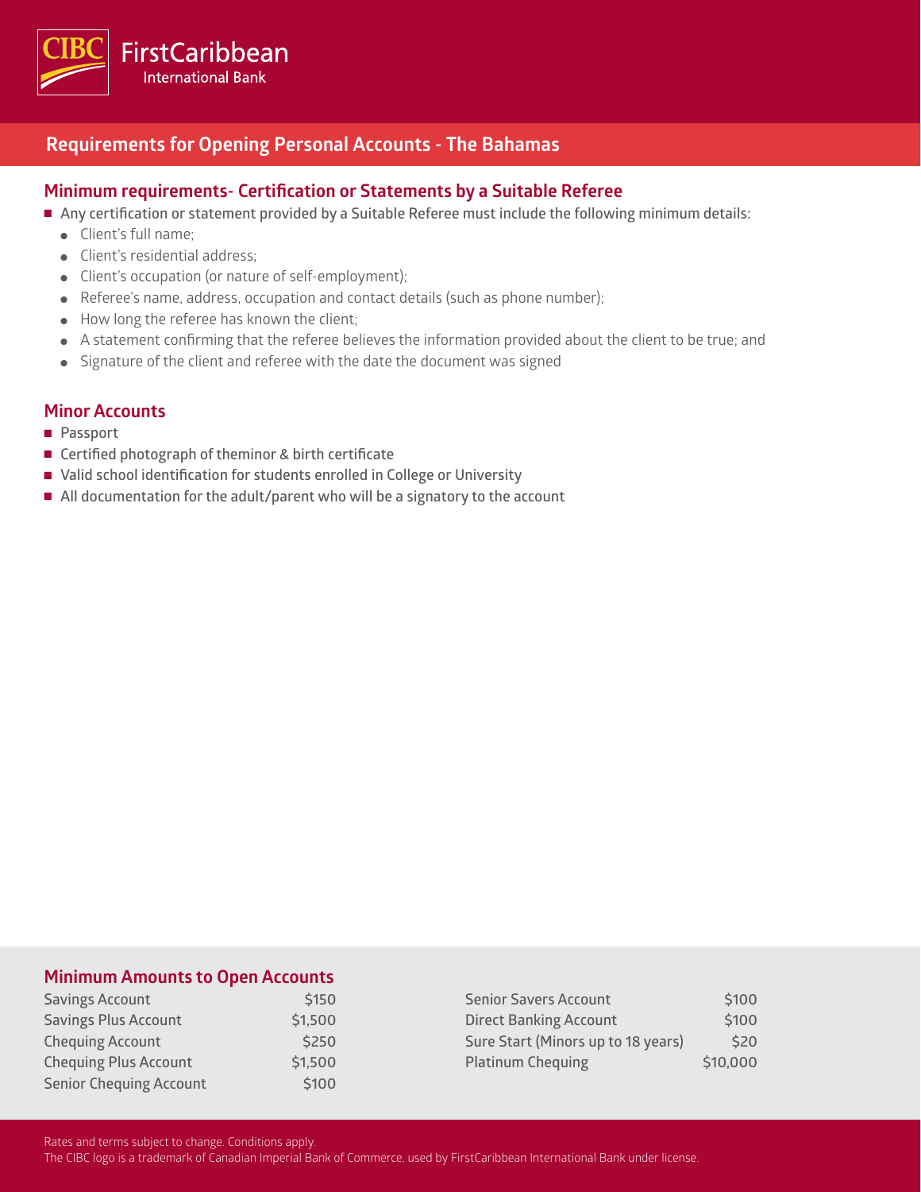## Requirements for Opening Personal Accounts - The Bahamas

### Minimum requirements- Certification or Statements by a Suitable Referee

- Any certification or statement provided by a Suitable Referee must include the following minimum details:
  - Client's full name;
  - Client's residential address;
  - Client's occupation (or nature of self-employment);
  - Referee's name, address, occupation and contact details (such as phone number);
  - How long the referee has known the client;
  - A statement confirming that the referee believes the information provided about the client to be true; and
  - Signature of the client and referee with the date the document was signed

### Minor Accounts

- Passport
- Certified photograph of theminor & birth certificate
- Valid school identification for students enrolled in College or University
- All documentation for the adult/parent who will be a signatory to the account

### Minimum Amounts to Open Accounts

| | |
|---|---|
| Savings Account | $150 |
| Savings Plus Account | $1,500 |
| Chequing Account | $250 |
| Chequing Plus Account | $1,500 |
| Senior Chequing Account | $100 |
| Senior Savers Account | $100 |
| Direct Banking Account | $100 |
| Sure Start (Minors up to 18 years) | $20 |
| Platinum Chequing | $10,000 |

Rates and terms subject to change. Conditions apply.
The CIBC logo is a trademark of Canadian Imperial Bank of Commerce, used by FirstCaribbean International Bank under license.